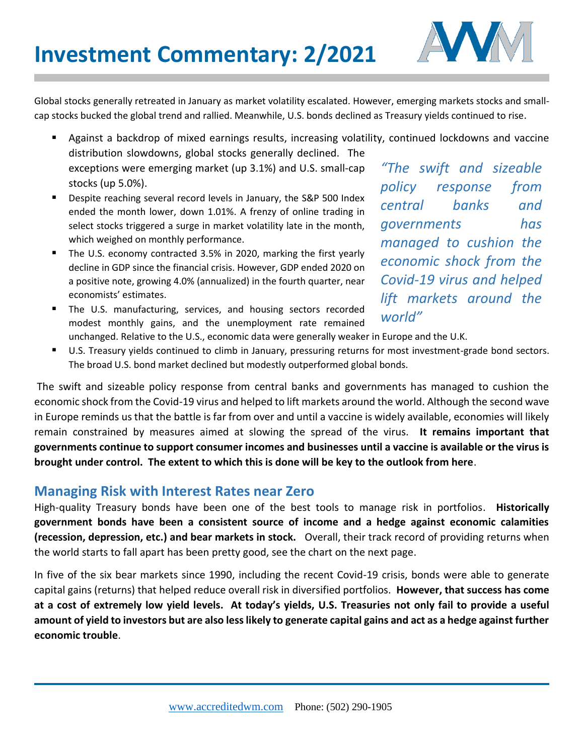// Investment Commentary: 2/2021

Global stocks generally retreated in January as market volatility escalated. However, emerging markets stocks and small-cap stocks bucked the global trend and rallied. Meanwhile, U.S. bonds declined as Treasury yields continued to rise.

- Against a backdrop of mixed earnings results, increasing volatility, continued lockdowns and vaccine distribution slowdowns, global stocks generally declined. The exceptions were emerging market (up 3.1%) and U.S. small-cap stocks (up 5.0%).
- Despite reaching several record levels in January, the S&P 500 Index ended the month lower, down 1.01%. A frenzy of online trading in select stocks triggered a surge in market volatility late in the month, which weighed on monthly performance.
- The U.S. economy contracted 3.5% in 2020, marking the first yearly decline in GDP since the financial crisis. However, GDP ended 2020 on a positive note, growing 4.0% (annualized) in the fourth quarter, near economists' estimates.
- The U.S. manufacturing, services, and housing sectors recorded modest monthly gains, and the unemployment rate remained unchanged. Relative to the U.S., economic data were generally weaker in Europe and the U.K.
- U.S. Treasury yields continued to climb in January, pressuring returns for most investment-grade bond sectors. The broad U.S. bond market declined but modestly outperformed global bonds.

*"The swift and sizeable policy response from central banks and governments has managed to cushion the economic shock from the Covid-19 virus and helped lift markets around the world"*

The swift and sizeable policy response from central banks and governments has managed to cushion the economic shock from the Covid-19 virus and helped to lift markets around the world. Although the second wave in Europe reminds us that the battle is far from over and until a vaccine is widely available, economies will likely remain constrained by measures aimed at slowing the spread of the virus. **It remains important that governments continue to support consumer incomes and businesses until a vaccine is available or the virus is brought under control. The extent to which this is done will be key to the outlook from here**.

## Managing Risk with Interest Rates near Zero

High-quality Treasury bonds have been one of the best tools to manage risk in portfolios. **Historically government bonds have been a consistent source of income and a hedge against economic calamities (recession, depression, etc.) and bear markets in stock.** Overall, their track record of providing returns when the world starts to fall apart has been pretty good, see the chart on the next page.

In five of the six bear markets since 1990, including the recent Covid-19 crisis, bonds were able to generate capital gains (returns) that helped reduce overall risk in diversified portfolios. **However, that success has come at a cost of extremely low yield levels. At today's yields, U.S. Treasuries not only fail to provide a useful amount of yield to investors but are also less likely to generate capital gains and act as a hedge against further economic trouble**.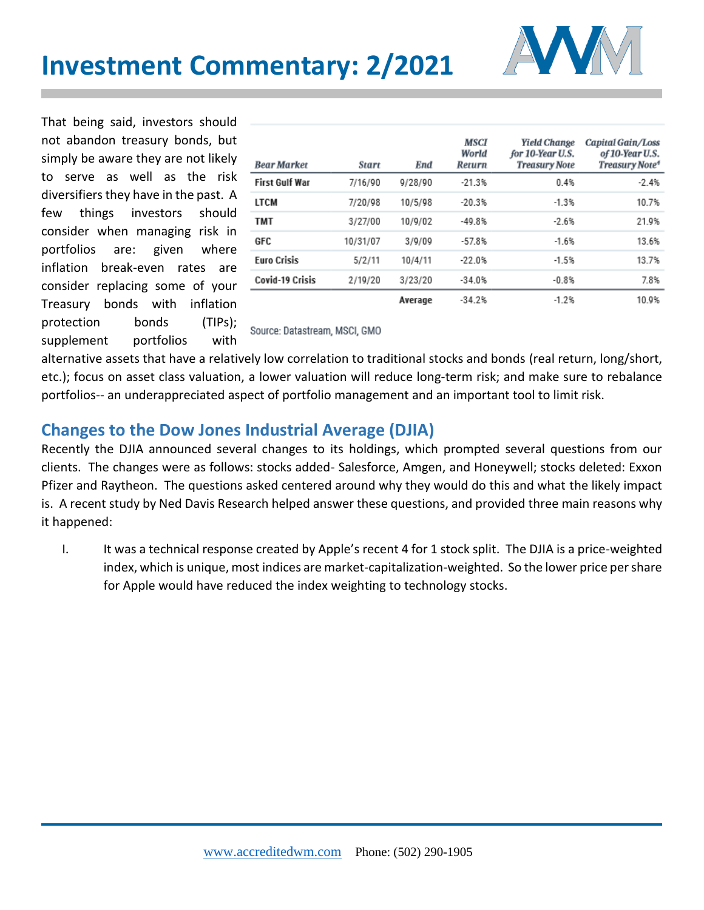That being said, investors should not abandon treasury bonds, but simply be aware they are not likely to serve as well as the risk diversifiers they have in the past. A few things investors should consider when managing risk in portfolios are: given where inflation break-even rates are consider replacing some of your Treasury bonds with inflation protection bonds (TIPs); supplement portfolios with alternative assets that have a relatively low correlation to traditional stocks and bonds (real return, long/short, etc.); focus on asset class valuation, a lower valuation will reduce long-term risk; and make sure to rebalance portfolios-- an underappreciated aspect of portfolio management and an important tool to limit risk.

| *Bear Market* | *Start* | *End* | *MSCI World Return* | *Yield Change for 10-Year U.S. Treasury Note* | *Capital Gain/Loss of 10-Year U.S. Treasury Note*[1] |
|---|---|---|---|---|---|
| **First Gulf War** | 7/16/90 | 9/28/90 | -21.3% | 0.4% | -2.4% |
| **LTCM** | 7/20/98 | 10/5/98 | -20.3% | -1.3% | 10.7% |
| **TMT** | 3/27/00 | 10/9/02 | -49.8% | -2.6% | 21.9% |
| **GFC** | 10/31/07 | 3/9/09 | -57.8% | -1.6% | 13.6% |
| **Euro Crisis** | 5/2/11 | 10/4/11 | -22.0% | -1.5% | 13.7% |
| **Covid-19 Crisis** | 2/19/20 | 3/23/20 | -34.0% | -0.8% | 7.8% |
| | | **Average** | -34.2% | -1.2% | 10.9% |

Source: Datastream, MSCI, GMO

## Changes to the Dow Jones Industrial Average (DJIA)

Recently the DJIA announced several changes to its holdings, which prompted several questions from our clients. The changes were as follows: stocks added- Salesforce, Amgen, and Honeywell; stocks deleted: Exxon Pfizer and Raytheon. The questions asked centered around why they would do this and what the likely impact is. A recent study by Ned Davis Research helped answer these questions, and provided three main reasons why it happened:

I. It was a technical response created by Apple's recent 4 for 1 stock split. The DJIA is a price-weighted index, which is unique, most indices are market-capitalization-weighted. So the lower price per share for Apple would have reduced the index weighting to technology stocks.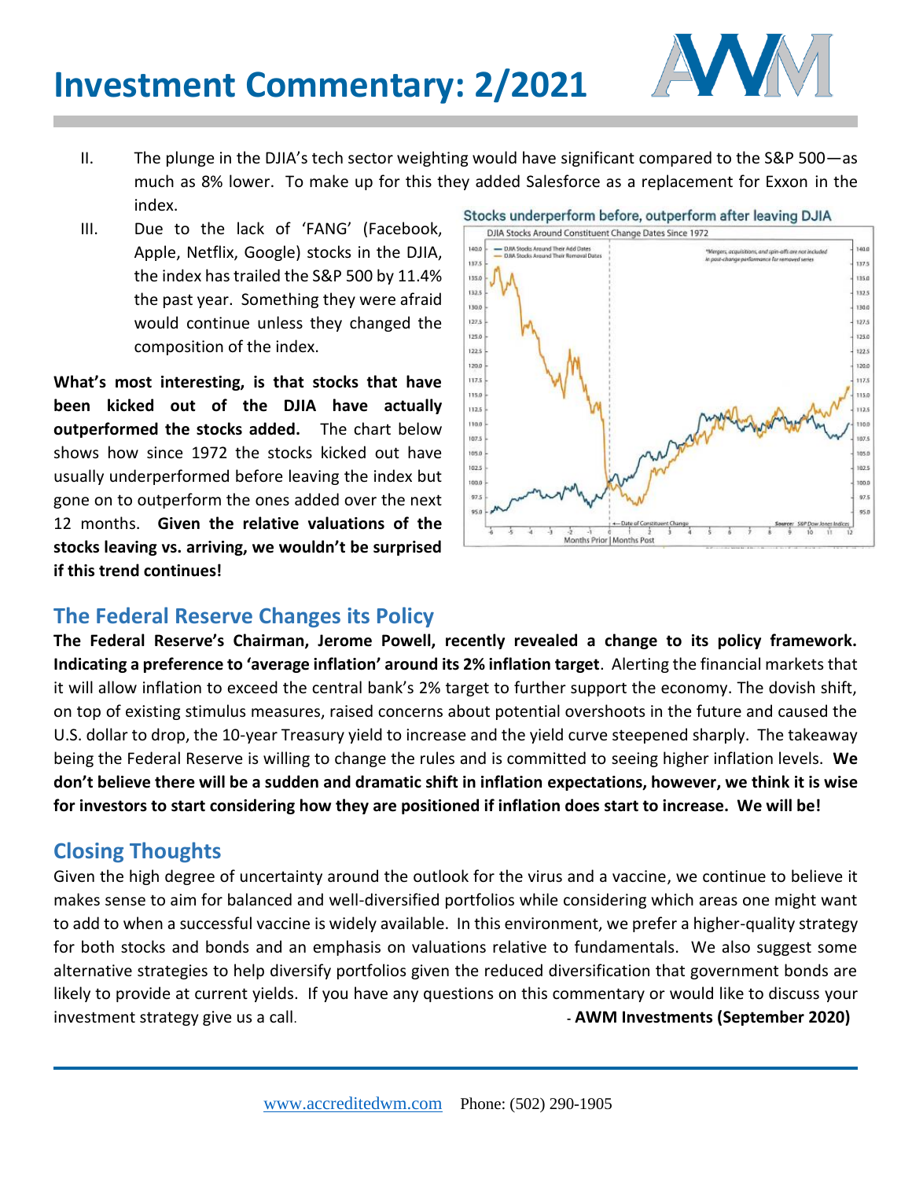# Investment Commentary: 2/2021

II. The plunge in the DJIA's tech sector weighting would have significant compared to the S&P 500—as much as 8% lower. To make up for this they added Salesforce as a replacement for Exxon in the index.

III. Due to the lack of 'FANG' (Facebook, Apple, Netflix, Google) stocks in the DJIA, the index has trailed the S&P 500 by 11.4% the past year. Something they were afraid would continue unless they changed the composition of the index.

**What's most interesting, is that stocks that have been kicked out of the DJIA have actually outperformed the stocks added.** The chart below shows how since 1972 the stocks kicked out have usually underperformed before leaving the index but gone on to outperform the ones added over the next 12 months. **Given the relative valuations of the stocks leaving vs. arriving, we wouldn't be surprised if this trend continues!**

Stocks underperform before, outperform after leaving DJIA

DJIA Stocks Around Constituent Change Dates Since 1972

DJIA Stocks Around Their Add Dates
DJIA Stocks Around Their Removal Dates

*Mergers, acquisitions, and spin-offs are not included in post-change performance for removed series

140.0
137.5
135.0
132.5
130.0
127.5
125.0
122.5
120.0
117.5
115.0
112.5
110.0
107.5
105.0
102.5
100.0
97.5
95.0

-6 -5 -4 -3 -2 -1 0 1 2 3 4 5 6 7 8 9 10 11 12

Date of Constituent Change

Months Prior | Months Post

Source: S&P Dow Jones Indices

## The Federal Reserve Changes its Policy

**The Federal Reserve's Chairman, Jerome Powell, recently revealed a change to its policy framework. Indicating a preference to 'average inflation' around its 2% inflation target**. Alerting the financial markets that it will allow inflation to exceed the central bank's 2% target to further support the economy. The dovish shift, on top of existing stimulus measures, raised concerns about potential overshoots in the future and caused the U.S. dollar to drop, the 10-year Treasury yield to increase and the yield curve steepened sharply. The takeaway being the Federal Reserve is willing to change the rules and is committed to seeing higher inflation levels. **We don't believe there will be a sudden and dramatic shift in inflation expectations, however, we think it is wise for investors to start considering how they are positioned if inflation does start to increase. We will be!**

## Closing Thoughts

Given the high degree of uncertainty around the outlook for the virus and a vaccine, we continue to believe it makes sense to aim for balanced and well-diversified portfolios while considering which areas one might want to add to when a successful vaccine is widely available. In this environment, we prefer a higher-quality strategy for both stocks and bonds and an emphasis on valuations relative to fundamentals. We also suggest some alternative strategies to help diversify portfolios given the reduced diversification that government bonds are likely to provide at current yields. If you have any questions on this commentary or would like to discuss your investment strategy give us a call.

\- **AWM Investments (September 2020)**

www.accreditedwm.com Phone: (502) 290-1905